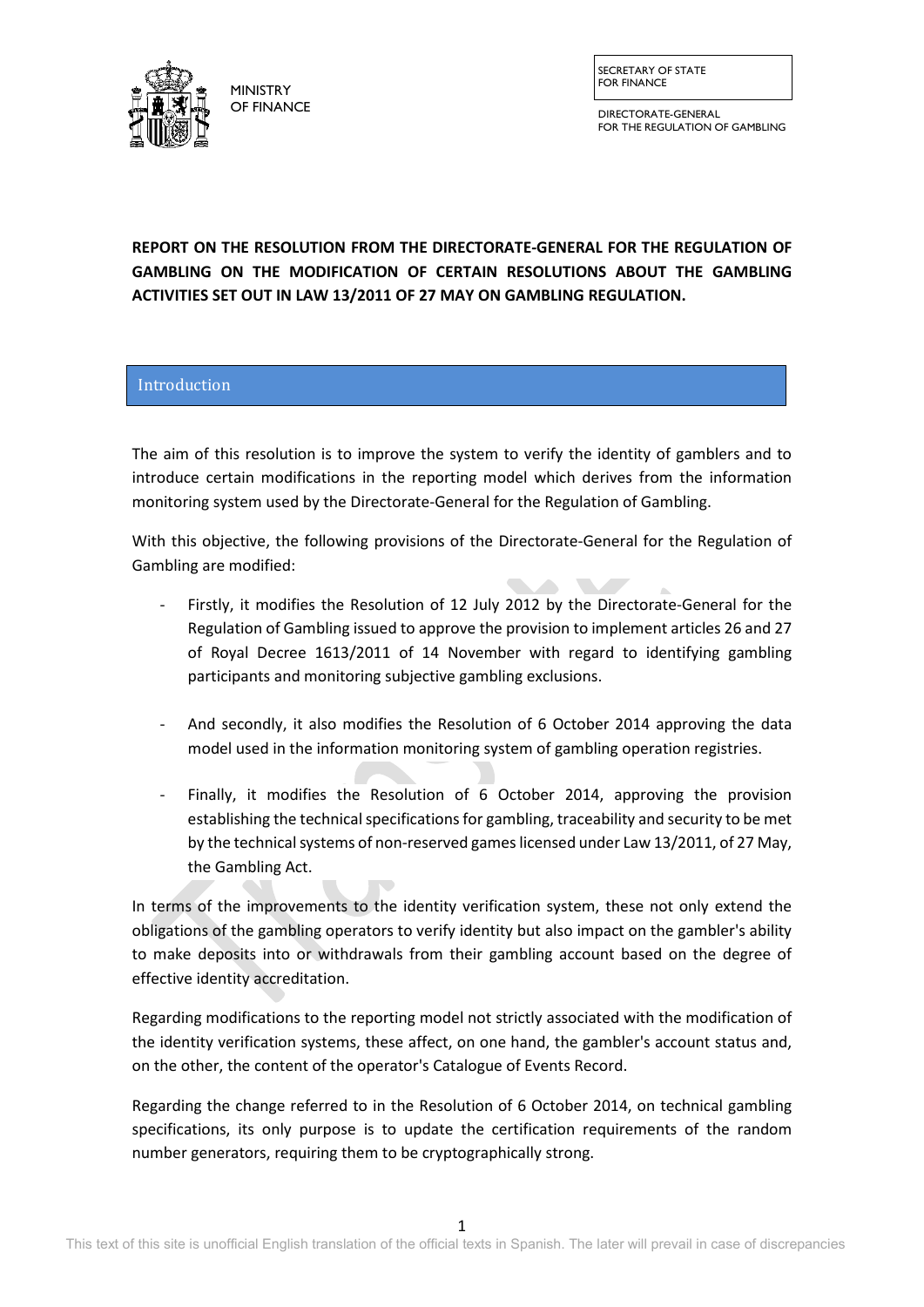MINISTRY OF FINANCE

SECRETARY OF STATE FOR FINANCE

DIRECTORATE-GENERAL FOR THE REGULATION OF GAMBLING

**REPORT ON THE RESOLUTION FROM THE DIRECTORATE-GENERAL FOR THE REGULATION OF GAMBLING ON THE MODIFICATION OF CERTAIN RESOLUTIONS ABOUT THE GAMBLING ACTIVITIES SET OUT IN LAW 13/2011 OF 27 MAY ON GAMBLING REGULATION.**

## Introduction

The aim of this resolution is to improve the system to verify the identity of gamblers and to introduce certain modifications in the reporting model which derives from the information monitoring system used by the Directorate-General for the Regulation of Gambling.

With this objective, the following provisions of the Directorate-General for the Regulation of Gambling are modified:

- Firstly, it modifies the Resolution of 12 July 2012 by the Directorate-General for the Regulation of Gambling issued to approve the provision to implement articles 26 and 27 of Royal Decree 1613/2011 of 14 November with regard to identifying gambling participants and monitoring subjective gambling exclusions.

- And secondly, it also modifies the Resolution of 6 October 2014 approving the data model used in the information monitoring system of gambling operation registries.

- Finally, it modifies the Resolution of 6 October 2014, approving the provision establishing the technical specifications for gambling, traceability and security to be met by the technical systems of non-reserved games licensed under Law 13/2011, of 27 May, the Gambling Act.

In terms of the improvements to the identity verification system, these not only extend the obligations of the gambling operators to verify identity but also impact on the gambler's ability to make deposits into or withdrawals from their gambling account based on the degree of effective identity accreditation.

Regarding modifications to the reporting model not strictly associated with the modification of the identity verification systems, these affect, on one hand, the gambler's account status and, on the other, the content of the operator's Catalogue of Events Record.

Regarding the change referred to in the Resolution of 6 October 2014, on technical gambling specifications, its only purpose is to update the certification requirements of the random number generators, requiring them to be cryptographically strong.

This text of this site is unofficial English translation of the official texts in Spanish. The later will prevail in case of discrepancies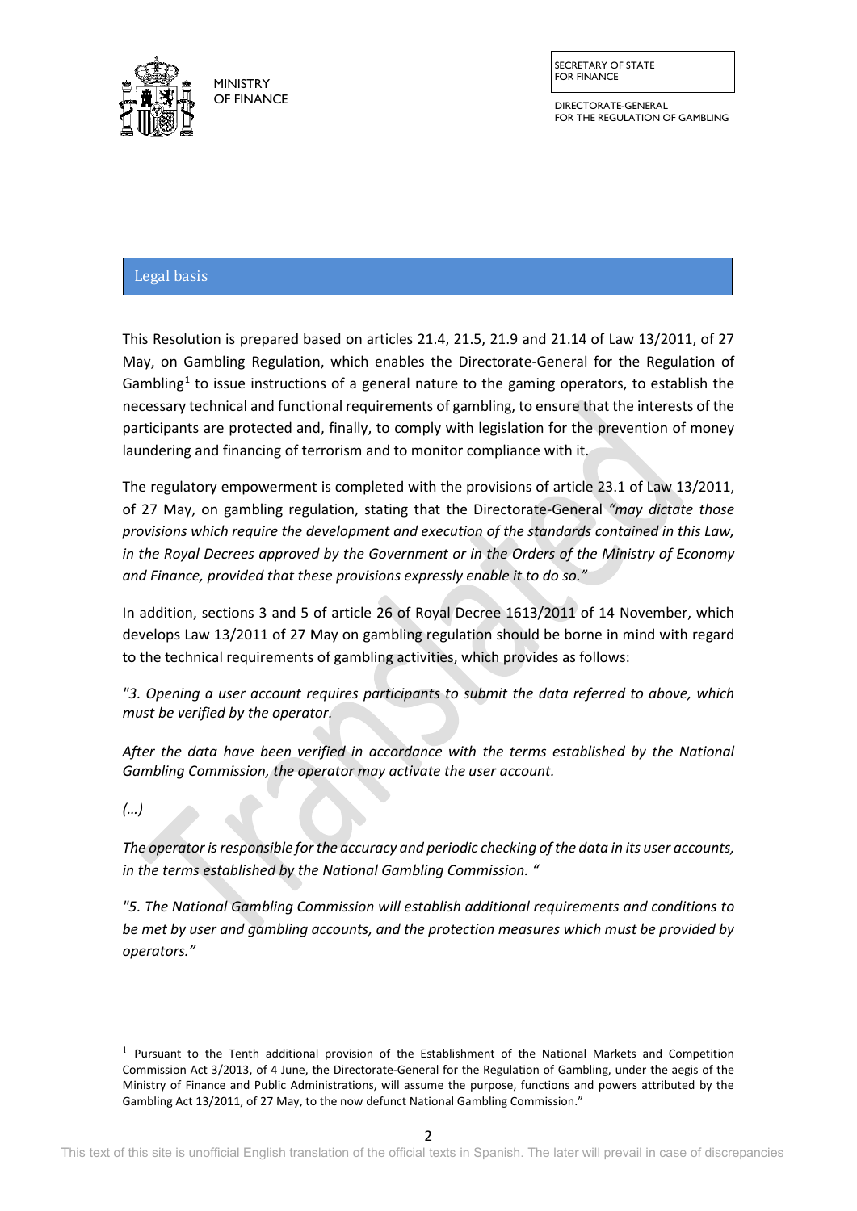## Legal basis

This Resolution is prepared based on articles 21.4, 21.5, 21.9 and 21.14 of Law 13/2011, of 27 May, on Gambling Regulation, which enables the Directorate-General for the Regulation of Gambling[1] to issue instructions of a general nature to the gaming operators, to establish the necessary technical and functional requirements of gambling, to ensure that the interests of the participants are protected and, finally, to comply with legislation for the prevention of money laundering and financing of terrorism and to monitor compliance with it.

The regulatory empowerment is completed with the provisions of article 23.1 of Law 13/2011, of 27 May, on gambling regulation, stating that the Directorate-General *"may dictate those provisions which require the development and execution of the standards contained in this Law, in the Royal Decrees approved by the Government or in the Orders of the Ministry of Economy and Finance, provided that these provisions expressly enable it to do so."*

In addition, sections 3 and 5 of article 26 of Royal Decree 1613/2011 of 14 November, which develops Law 13/2011 of 27 May on gambling regulation should be borne in mind with regard to the technical requirements of gambling activities, which provides as follows:

*"3. Opening a user account requires participants to submit the data referred to above, which must be verified by the operator.*

*After the data have been verified in accordance with the terms established by the National Gambling Commission, the operator may activate the user account.*

*(…)*

*The operator is responsible for the accuracy and periodic checking of the data in its user accounts, in the terms established by the National Gambling Commission. "*

*"5. The National Gambling Commission will establish additional requirements and conditions to be met by user and gambling accounts, and the protection measures which must be provided by operators."*

---

[1] Pursuant to the Tenth additional provision of the Establishment of the National Markets and Competition Commission Act 3/2013, of 4 June, the Directorate-General for the Regulation of Gambling, under the aegis of the Ministry of Finance and Public Administrations, will assume the purpose, functions and powers attributed by the Gambling Act 13/2011, of 27 May, to the now defunct National Gambling Commission."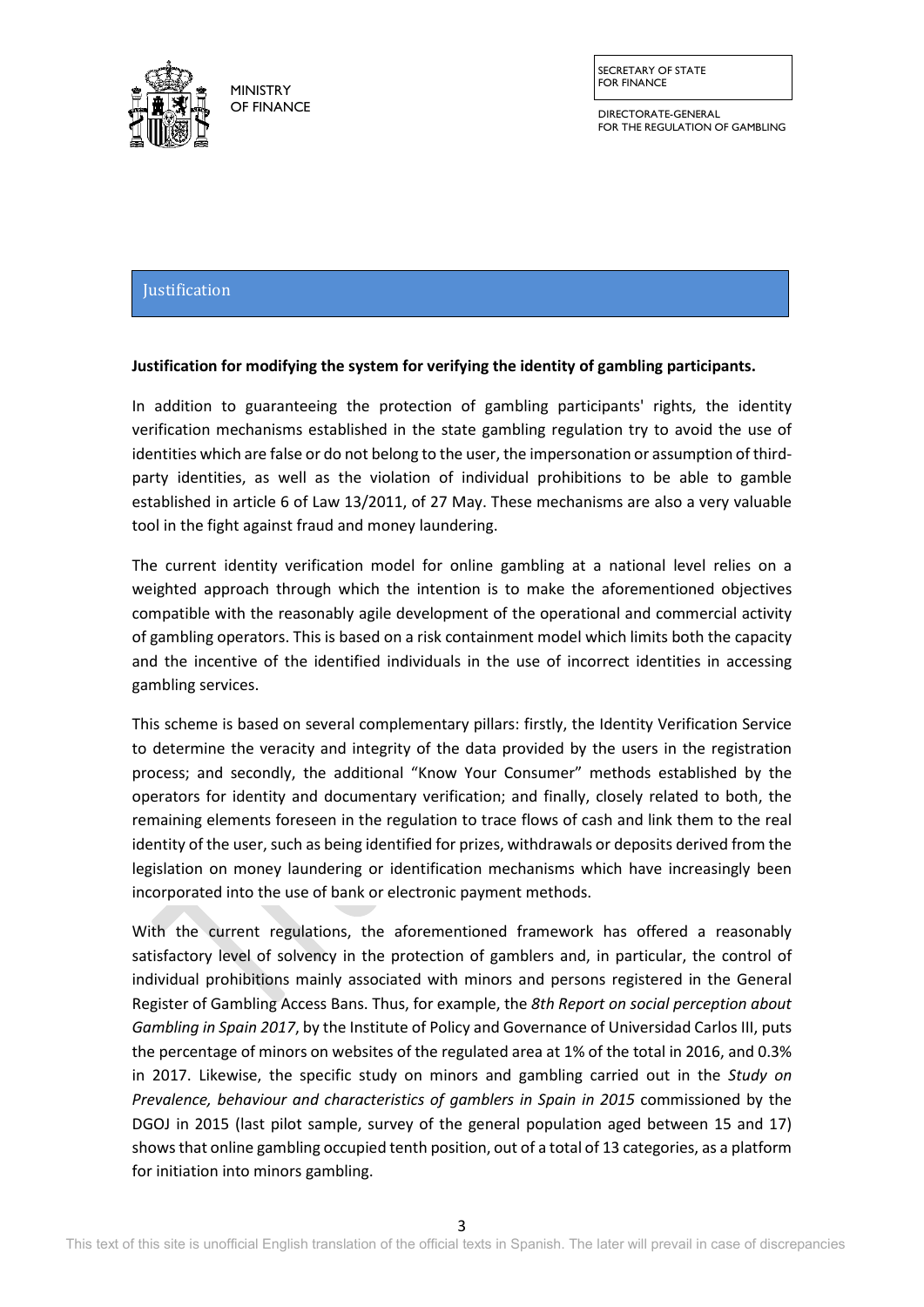## Justification

**Justification for modifying the system for verifying the identity of gambling participants.**

In addition to guaranteeing the protection of gambling participants' rights, the identity verification mechanisms established in the state gambling regulation try to avoid the use of identities which are false or do not belong to the user, the impersonation or assumption of third-party identities, as well as the violation of individual prohibitions to be able to gamble established in article 6 of Law 13/2011, of 27 May. These mechanisms are also a very valuable tool in the fight against fraud and money laundering.

The current identity verification model for online gambling at a national level relies on a weighted approach through which the intention is to make the aforementioned objectives compatible with the reasonably agile development of the operational and commercial activity of gambling operators. This is based on a risk containment model which limits both the capacity and the incentive of the identified individuals in the use of incorrect identities in accessing gambling services.

This scheme is based on several complementary pillars: firstly, the Identity Verification Service to determine the veracity and integrity of the data provided by the users in the registration process; and secondly, the additional "Know Your Consumer" methods established by the operators for identity and documentary verification; and finally, closely related to both, the remaining elements foreseen in the regulation to trace flows of cash and link them to the real identity of the user, such as being identified for prizes, withdrawals or deposits derived from the legislation on money laundering or identification mechanisms which have increasingly been incorporated into the use of bank or electronic payment methods.

With the current regulations, the aforementioned framework has offered a reasonably satisfactory level of solvency in the protection of gamblers and, in particular, the control of individual prohibitions mainly associated with minors and persons registered in the General Register of Gambling Access Bans. Thus, for example, the *8th Report on social perception about Gambling in Spain 2017*, by the Institute of Policy and Governance of Universidad Carlos III, puts the percentage of minors on websites of the regulated area at 1% of the total in 2016, and 0.3% in 2017. Likewise, the specific study on minors and gambling carried out in the *Study on Prevalence, behaviour and characteristics of gamblers in Spain in 2015* commissioned by the DGOJ in 2015 (last pilot sample, survey of the general population aged between 15 and 17) shows that online gambling occupied tenth position, out of a total of 13 categories, as a platform for initiation into minors gambling.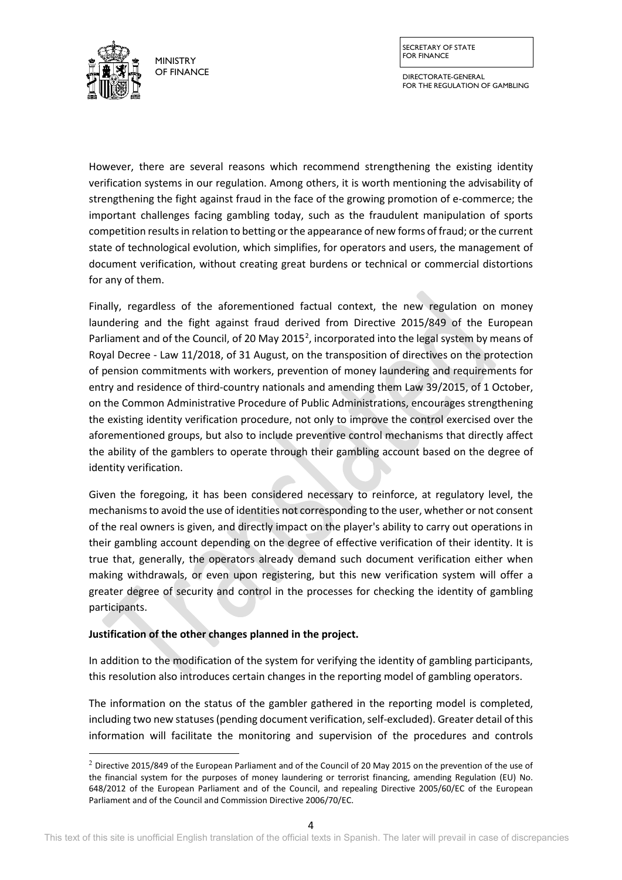However, there are several reasons which recommend strengthening the existing identity verification systems in our regulation. Among others, it is worth mentioning the advisability of strengthening the fight against fraud in the face of the growing promotion of e-commerce; the important challenges facing gambling today, such as the fraudulent manipulation of sports competition results in relation to betting or the appearance of new forms of fraud; or the current state of technological evolution, which simplifies, for operators and users, the management of document verification, without creating great burdens or technical or commercial distortions for any of them.

Finally, regardless of the aforementioned factual context, the new regulation on money laundering and the fight against fraud derived from Directive 2015/849 of the European Parliament and of the Council, of 20 May 2015[2], incorporated into the legal system by means of Royal Decree - Law 11/2018, of 31 August, on the transposition of directives on the protection of pension commitments with workers, prevention of money laundering and requirements for entry and residence of third-country nationals and amending them Law 39/2015, of 1 October, on the Common Administrative Procedure of Public Administrations, encourages strengthening the existing identity verification procedure, not only to improve the control exercised over the aforementioned groups, but also to include preventive control mechanisms that directly affect the ability of the gamblers to operate through their gambling account based on the degree of identity verification.

Given the foregoing, it has been considered necessary to reinforce, at regulatory level, the mechanisms to avoid the use of identities not corresponding to the user, whether or not consent of the real owners is given, and directly impact on the player's ability to carry out operations in their gambling account depending on the degree of effective verification of their identity. It is true that, generally, the operators already demand such document verification either when making withdrawals, or even upon registering, but this new verification system will offer a greater degree of security and control in the processes for checking the identity of gambling participants.

**Justification of the other changes planned in the project.**

In addition to the modification of the system for verifying the identity of gambling participants, this resolution also introduces certain changes in the reporting model of gambling operators.

The information on the status of the gambler gathered in the reporting model is completed, including two new statuses (pending document verification, self-excluded). Greater detail of this information will facilitate the monitoring and supervision of the procedures and controls

[2] Directive 2015/849 of the European Parliament and of the Council of 20 May 2015 on the prevention of the use of the financial system for the purposes of money laundering or terrorist financing, amending Regulation (EU) No. 648/2012 of the European Parliament and of the Council, and repealing Directive 2005/60/EC of the European Parliament and of the Council and Commission Directive 2006/70/EC.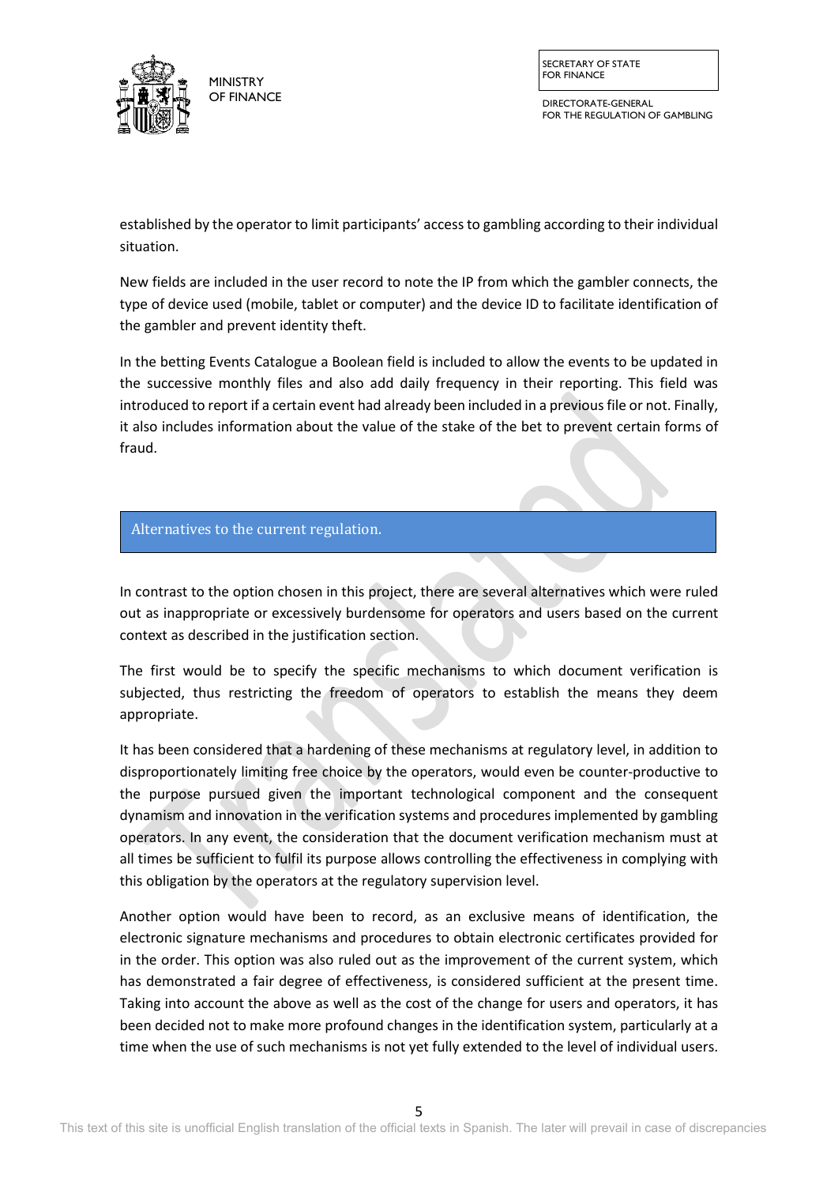established by the operator to limit participants' access to gambling according to their individual situation.

New fields are included in the user record to note the IP from which the gambler connects, the type of device used (mobile, tablet or computer) and the device ID to facilitate identification of the gambler and prevent identity theft.

In the betting Events Catalogue a Boolean field is included to allow the events to be updated in the successive monthly files and also add daily frequency in their reporting. This field was introduced to report if a certain event had already been included in a previous file or not. Finally, it also includes information about the value of the stake of the bet to prevent certain forms of fraud.

## Alternatives to the current regulation.

In contrast to the option chosen in this project, there are several alternatives which were ruled out as inappropriate or excessively burdensome for operators and users based on the current context as described in the justification section.

The first would be to specify the specific mechanisms to which document verification is subjected, thus restricting the freedom of operators to establish the means they deem appropriate.

It has been considered that a hardening of these mechanisms at regulatory level, in addition to disproportionately limiting free choice by the operators, would even be counter-productive to the purpose pursued given the important technological component and the consequent dynamism and innovation in the verification systems and procedures implemented by gambling operators. In any event, the consideration that the document verification mechanism must at all times be sufficient to fulfil its purpose allows controlling the effectiveness in complying with this obligation by the operators at the regulatory supervision level.

Another option would have been to record, as an exclusive means of identification, the electronic signature mechanisms and procedures to obtain electronic certificates provided for in the order. This option was also ruled out as the improvement of the current system, which has demonstrated a fair degree of effectiveness, is considered sufficient at the present time. Taking into account the above as well as the cost of the change for users and operators, it has been decided not to make more profound changes in the identification system, particularly at a time when the use of such mechanisms is not yet fully extended to the level of individual users.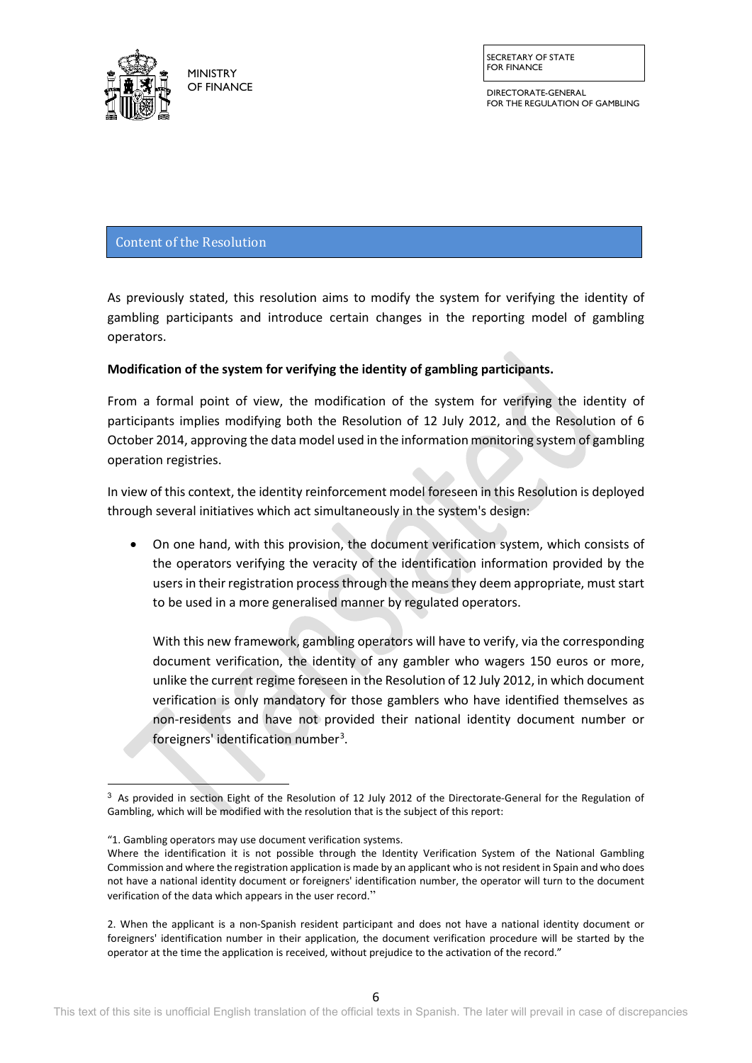## Content of the Resolution

As previously stated, this resolution aims to modify the system for verifying the identity of gambling participants and introduce certain changes in the reporting model of gambling operators.

**Modification of the system for verifying the identity of gambling participants.**

From a formal point of view, the modification of the system for verifying the identity of participants implies modifying both the Resolution of 12 July 2012, and the Resolution of 6 October 2014, approving the data model used in the information monitoring system of gambling operation registries.

In view of this context, the identity reinforcement model foreseen in this Resolution is deployed through several initiatives which act simultaneously in the system's design:

- On one hand, with this provision, the document verification system, which consists of the operators verifying the veracity of the identification information provided by the users in their registration process through the means they deem appropriate, must start to be used in a more generalised manner by regulated operators.

  With this new framework, gambling operators will have to verify, via the corresponding document verification, the identity of any gambler who wagers 150 euros or more, unlike the current regime foreseen in the Resolution of 12 July 2012, in which document verification is only mandatory for those gamblers who have identified themselves as non-residents and have not provided their national identity document number or foreigners' identification number[3].

---

[3] As provided in section Eight of the Resolution of 12 July 2012 of the Directorate-General for the Regulation of Gambling, which will be modified with the resolution that is the subject of this report:

"1. Gambling operators may use document verification systems.
Where the identification it is not possible through the Identity Verification System of the National Gambling Commission and where the registration application is made by an applicant who is not resident in Spain and who does not have a national identity document or foreigners' identification number, the operator will turn to the document verification of the data which appears in the user record."

2. When the applicant is a non-Spanish resident participant and does not have a national identity document or foreigners' identification number in their application, the document verification procedure will be started by the operator at the time the application is received, without prejudice to the activation of the record."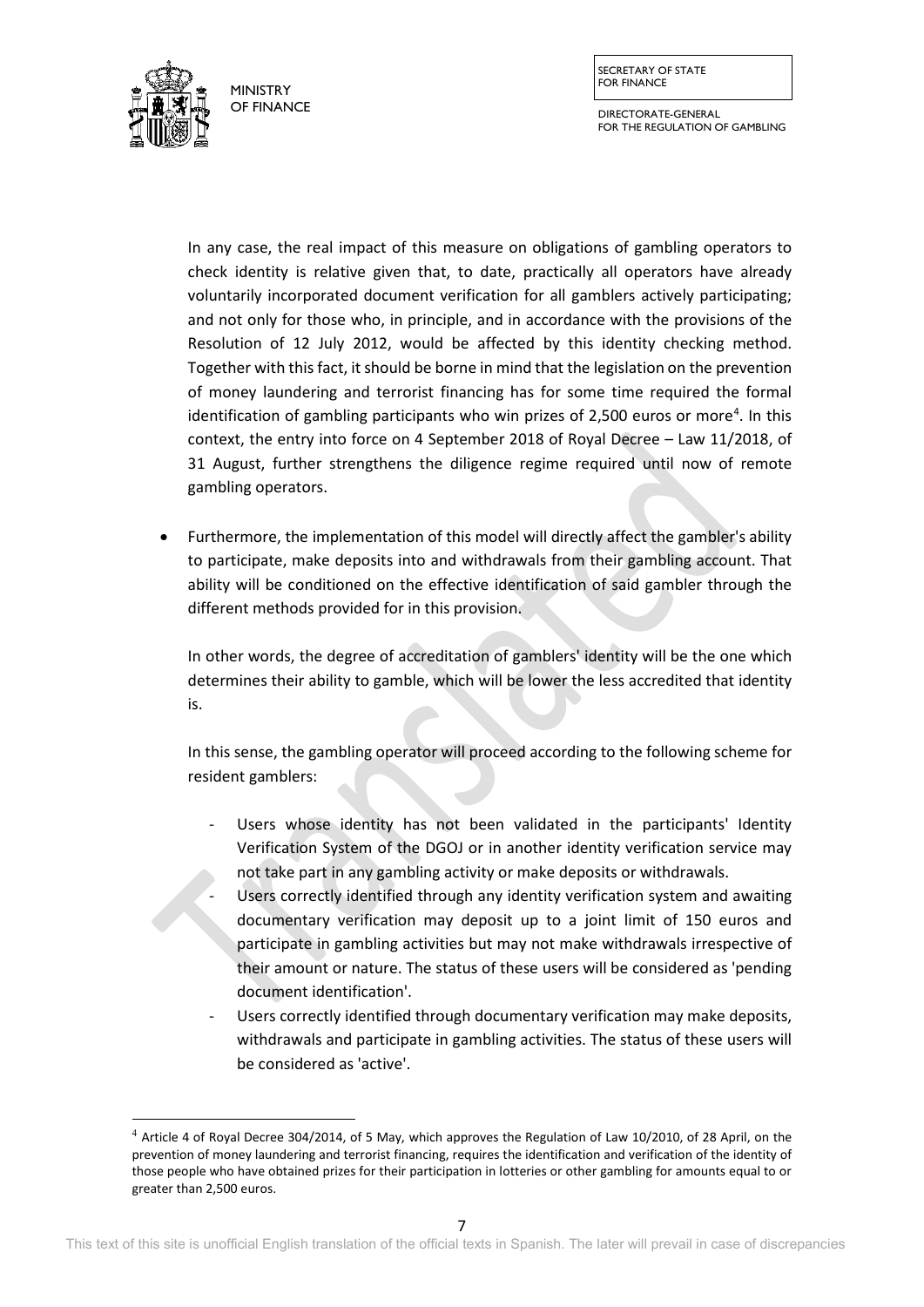In any case, the real impact of this measure on obligations of gambling operators to check identity is relative given that, to date, practically all operators have already voluntarily incorporated document verification for all gamblers actively participating; and not only for those who, in principle, and in accordance with the provisions of the Resolution of 12 July 2012, would be affected by this identity checking method. Together with this fact, it should be borne in mind that the legislation on the prevention of money laundering and terrorist financing has for some time required the formal identification of gambling participants who win prizes of 2,500 euros or more[4]. In this context, the entry into force on 4 September 2018 of Royal Decree – Law 11/2018, of 31 August, further strengthens the diligence regime required until now of remote gambling operators.

- Furthermore, the implementation of this model will directly affect the gambler's ability to participate, make deposits into and withdrawals from their gambling account. That ability will be conditioned on the effective identification of said gambler through the different methods provided for in this provision.

  In other words, the degree of accreditation of gamblers' identity will be the one which determines their ability to gamble, which will be lower the less accredited that identity is.

  In this sense, the gambling operator will proceed according to the following scheme for resident gamblers:

  - Users whose identity has not been validated in the participants' Identity Verification System of the DGOJ or in another identity verification service may not take part in any gambling activity or make deposits or withdrawals.
  - Users correctly identified through any identity verification system and awaiting documentary verification may deposit up to a joint limit of 150 euros and participate in gambling activities but may not make withdrawals irrespective of their amount or nature. The status of these users will be considered as 'pending document identification'.
  - Users correctly identified through documentary verification may make deposits, withdrawals and participate in gambling activities. The status of these users will be considered as 'active'.

[4] Article 4 of Royal Decree 304/2014, of 5 May, which approves the Regulation of Law 10/2010, of 28 April, on the prevention of money laundering and terrorist financing, requires the identification and verification of the identity of those people who have obtained prizes for their participation in lotteries or other gambling for amounts equal to or greater than 2,500 euros.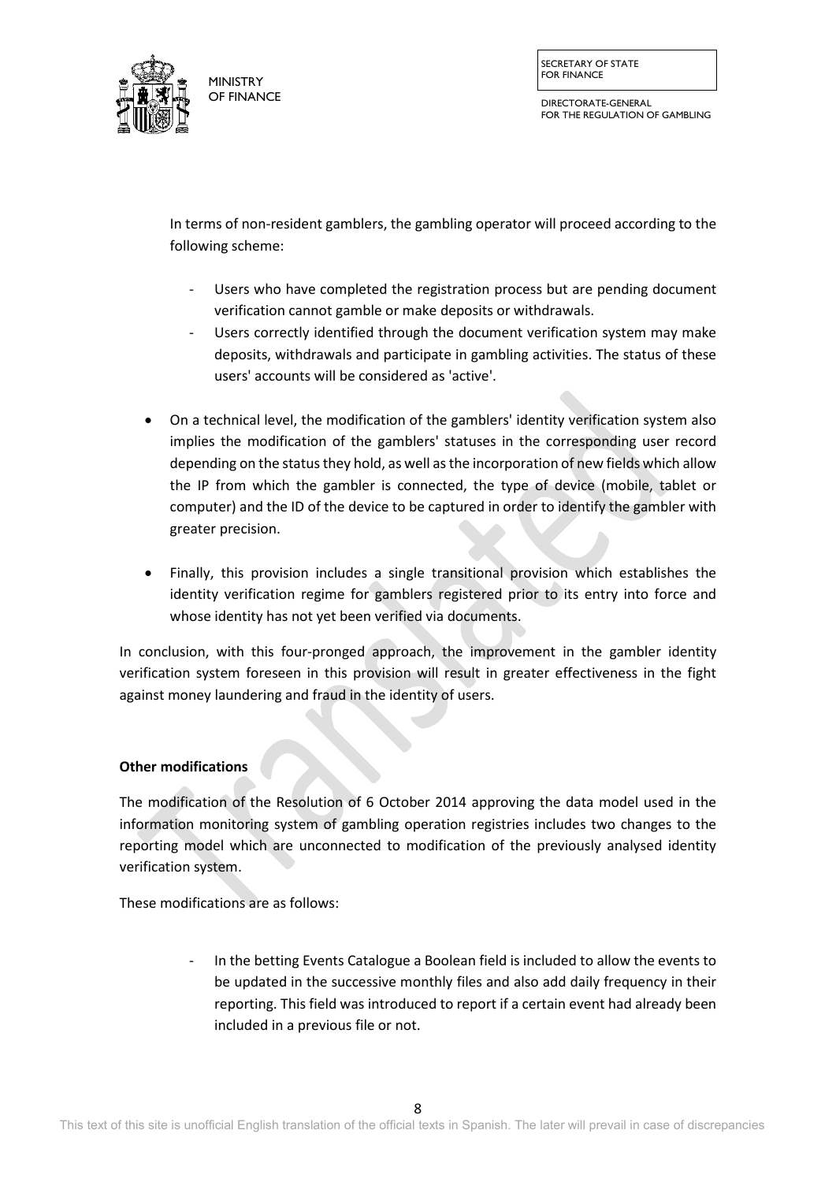In terms of non-resident gamblers, the gambling operator will proceed according to the following scheme:

- Users who have completed the registration process but are pending document verification cannot gamble or make deposits or withdrawals.
- Users correctly identified through the document verification system may make deposits, withdrawals and participate in gambling activities. The status of these users' accounts will be considered as 'active'.

- On a technical level, the modification of the gamblers' identity verification system also implies the modification of the gamblers' statuses in the corresponding user record depending on the status they hold, as well as the incorporation of new fields which allow the IP from which the gambler is connected, the type of device (mobile, tablet or computer) and the ID of the device to be captured in order to identify the gambler with greater precision.

- Finally, this provision includes a single transitional provision which establishes the identity verification regime for gamblers registered prior to its entry into force and whose identity has not yet been verified via documents.

In conclusion, with this four-pronged approach, the improvement in the gambler identity verification system foreseen in this provision will result in greater effectiveness in the fight against money laundering and fraud in the identity of users.

**Other modifications**

The modification of the Resolution of 6 October 2014 approving the data model used in the information monitoring system of gambling operation registries includes two changes to the reporting model which are unconnected to modification of the previously analysed identity verification system.

These modifications are as follows:

- In the betting Events Catalogue a Boolean field is included to allow the events to be updated in the successive monthly files and also add daily frequency in their reporting. This field was introduced to report if a certain event had already been included in a previous file or not.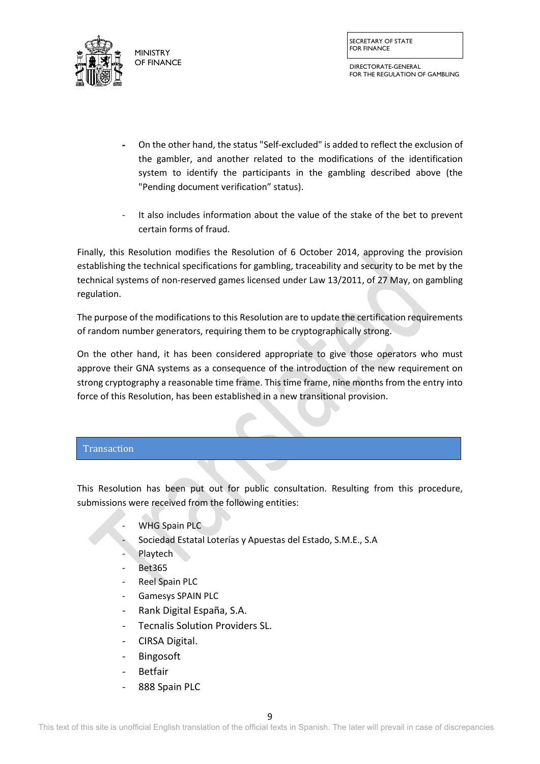- On the other hand, the status "Self-excluded" is added to reflect the exclusion of the gambler, and another related to the modifications of the identification system to identify the participants in the gambling described above (the "Pending document verification" status).

- It also includes information about the value of the stake of the bet to prevent certain forms of fraud.

Finally, this Resolution modifies the Resolution of 6 October 2014, approving the provision establishing the technical specifications for gambling, traceability and security to be met by the technical systems of non-reserved games licensed under Law 13/2011, of 27 May, on gambling regulation.

The purpose of the modifications to this Resolution are to update the certification requirements of random number generators, requiring them to be cryptographically strong.

On the other hand, it has been considered appropriate to give those operators who must approve their GNA systems as a consequence of the introduction of the new requirement on strong cryptography a reasonable time frame. This time frame, nine months from the entry into force of this Resolution, has been established in a new transitional provision.

## Transaction

This Resolution has been put out for public consultation. Resulting from this procedure, submissions were received from the following entities:

- WHG Spain PLC
- Sociedad Estatal Loterías y Apuestas del Estado, S.M.E., S.A
- Playtech
- Bet365
- Reel Spain PLC
- Gamesys SPAIN PLC
- Rank Digital España, S.A.
- Tecnalis Solution Providers SL.
- CIRSA Digital.
- Bingosoft
- Betfair
- 888 Spain PLC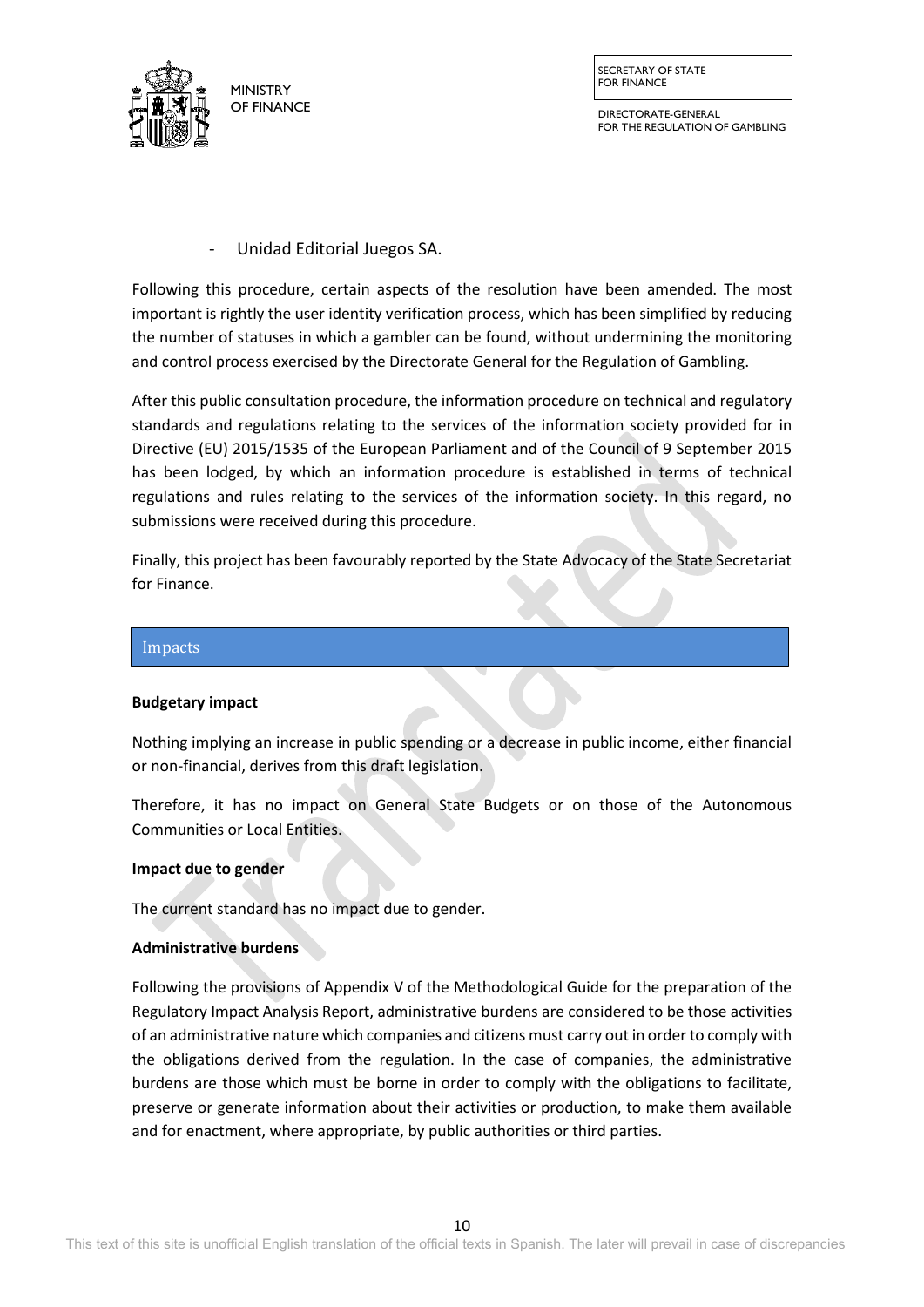- Unidad Editorial Juegos SA.

Following this procedure, certain aspects of the resolution have been amended. The most important is rightly the user identity verification process, which has been simplified by reducing the number of statuses in which a gambler can be found, without undermining the monitoring and control process exercised by the Directorate General for the Regulation of Gambling.

After this public consultation procedure, the information procedure on technical and regulatory standards and regulations relating to the services of the information society provided for in Directive (EU) 2015/1535 of the European Parliament and of the Council of 9 September 2015 has been lodged, by which an information procedure is established in terms of technical regulations and rules relating to the services of the information society. In this regard, no submissions were received during this procedure.

Finally, this project has been favourably reported by the State Advocacy of the State Secretariat for Finance.

## Impacts

**Budgetary impact**

Nothing implying an increase in public spending or a decrease in public income, either financial or non-financial, derives from this draft legislation.

Therefore, it has no impact on General State Budgets or on those of the Autonomous Communities or Local Entities.

**Impact due to gender**

The current standard has no impact due to gender.

**Administrative burdens**

Following the provisions of Appendix V of the Methodological Guide for the preparation of the Regulatory Impact Analysis Report, administrative burdens are considered to be those activities of an administrative nature which companies and citizens must carry out in order to comply with the obligations derived from the regulation. In the case of companies, the administrative burdens are those which must be borne in order to comply with the obligations to facilitate, preserve or generate information about their activities or production, to make them available and for enactment, where appropriate, by public authorities or third parties.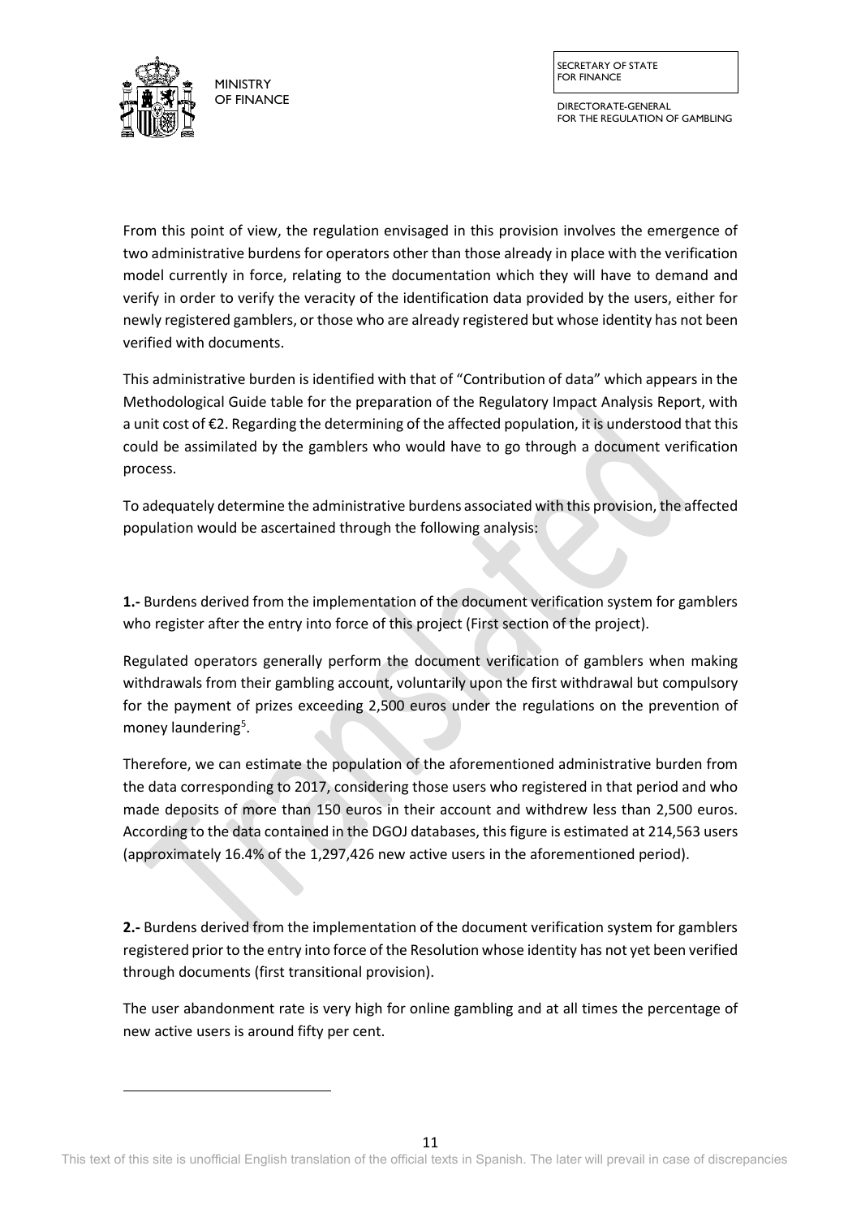From this point of view, the regulation envisaged in this provision involves the emergence of two administrative burdens for operators other than those already in place with the verification model currently in force, relating to the documentation which they will have to demand and verify in order to verify the veracity of the identification data provided by the users, either for newly registered gamblers, or those who are already registered but whose identity has not been verified with documents.

This administrative burden is identified with that of "Contribution of data" which appears in the Methodological Guide table for the preparation of the Regulatory Impact Analysis Report, with a unit cost of €2. Regarding the determining of the affected population, it is understood that this could be assimilated by the gamblers who would have to go through a document verification process.

To adequately determine the administrative burdens associated with this provision, the affected population would be ascertained through the following analysis:

**1.-** Burdens derived from the implementation of the document verification system for gamblers who register after the entry into force of this project (First section of the project).

Regulated operators generally perform the document verification of gamblers when making withdrawals from their gambling account, voluntarily upon the first withdrawal but compulsory for the payment of prizes exceeding 2,500 euros under the regulations on the prevention of money laundering[5].

Therefore, we can estimate the population of the aforementioned administrative burden from the data corresponding to 2017, considering those users who registered in that period and who made deposits of more than 150 euros in their account and withdrew less than 2,500 euros. According to the data contained in the DGOJ databases, this figure is estimated at 214,563 users (approximately 16.4% of the 1,297,426 new active users in the aforementioned period).

**2.-** Burdens derived from the implementation of the document verification system for gamblers registered prior to the entry into force of the Resolution whose identity has not yet been verified through documents (first transitional provision).

The user abandonment rate is very high for online gambling and at all times the percentage of new active users is around fifty per cent.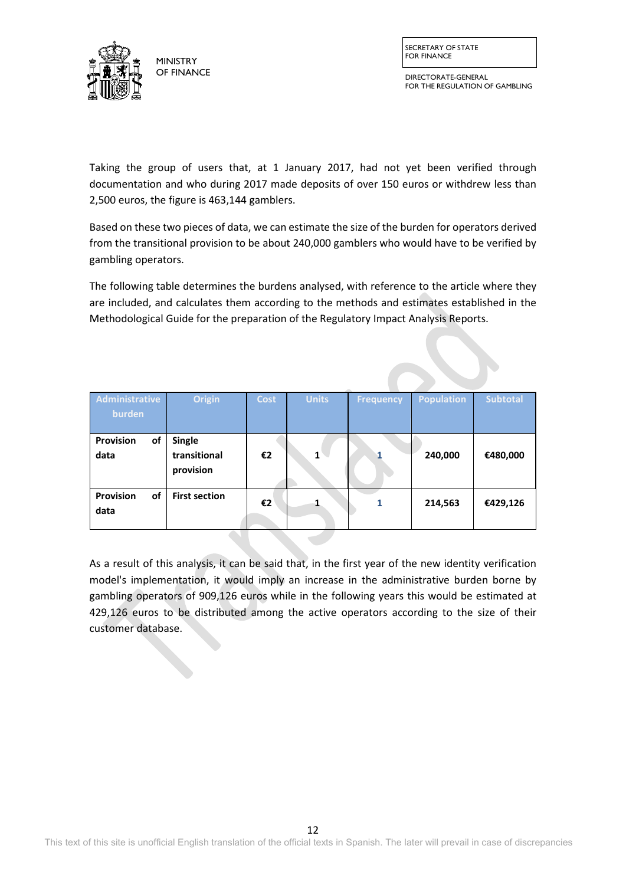Taking the group of users that, at 1 January 2017, had not yet been verified through documentation and who during 2017 made deposits of over 150 euros or withdrew less than 2,500 euros, the figure is 463,144 gamblers.

Based on these two pieces of data, we can estimate the size of the burden for operators derived from the transitional provision to be about 240,000 gamblers who would have to be verified by gambling operators.

The following table determines the burdens analysed, with reference to the article where they are included, and calculates them according to the methods and estimates established in the Methodological Guide for the preparation of the Regulatory Impact Analysis Reports.

| Administrative burden | Origin | Cost | Units | Frequency | Population | Subtotal |
|---|---|---|---|---|---|---|
| **Provision of data** | **Single transitional provision** | **€2** | **1** | **1** | **240,000** | **€480,000** |
| **Provision of data** | **First section** | **€2** | **1** | **1** | **214,563** | **€429,126** |

As a result of this analysis, it can be said that, in the first year of the new identity verification model's implementation, it would imply an increase in the administrative burden borne by gambling operators of 909,126 euros while in the following years this would be estimated at 429,126 euros to be distributed among the active operators according to the size of their customer database.